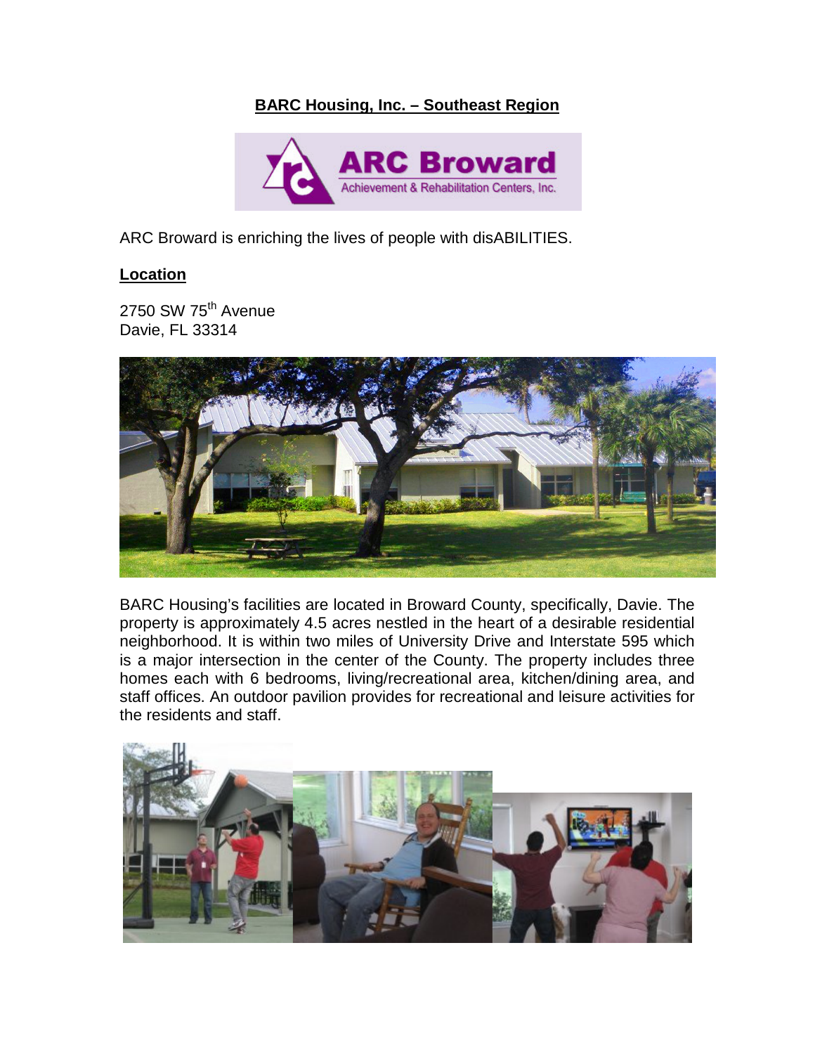# BARC Housing, Inc. – Southeast Region

ARC Broward is enriching the lives of people with disABILITIES.

## Location

2750 SW 75th Avenue
Davie, FL 33314

BARC Housing's facilities are located in Broward County, specifically, Davie. The property is approximately 4.5 acres nestled in the heart of a desirable residential neighborhood. It is within two miles of University Drive and Interstate 595 which is a major intersection in the center of the County. The property includes three homes each with 6 bedrooms, living/recreational area, kitchen/dining area, and staff offices. An outdoor pavilion provides for recreational and leisure activities for the residents and staff.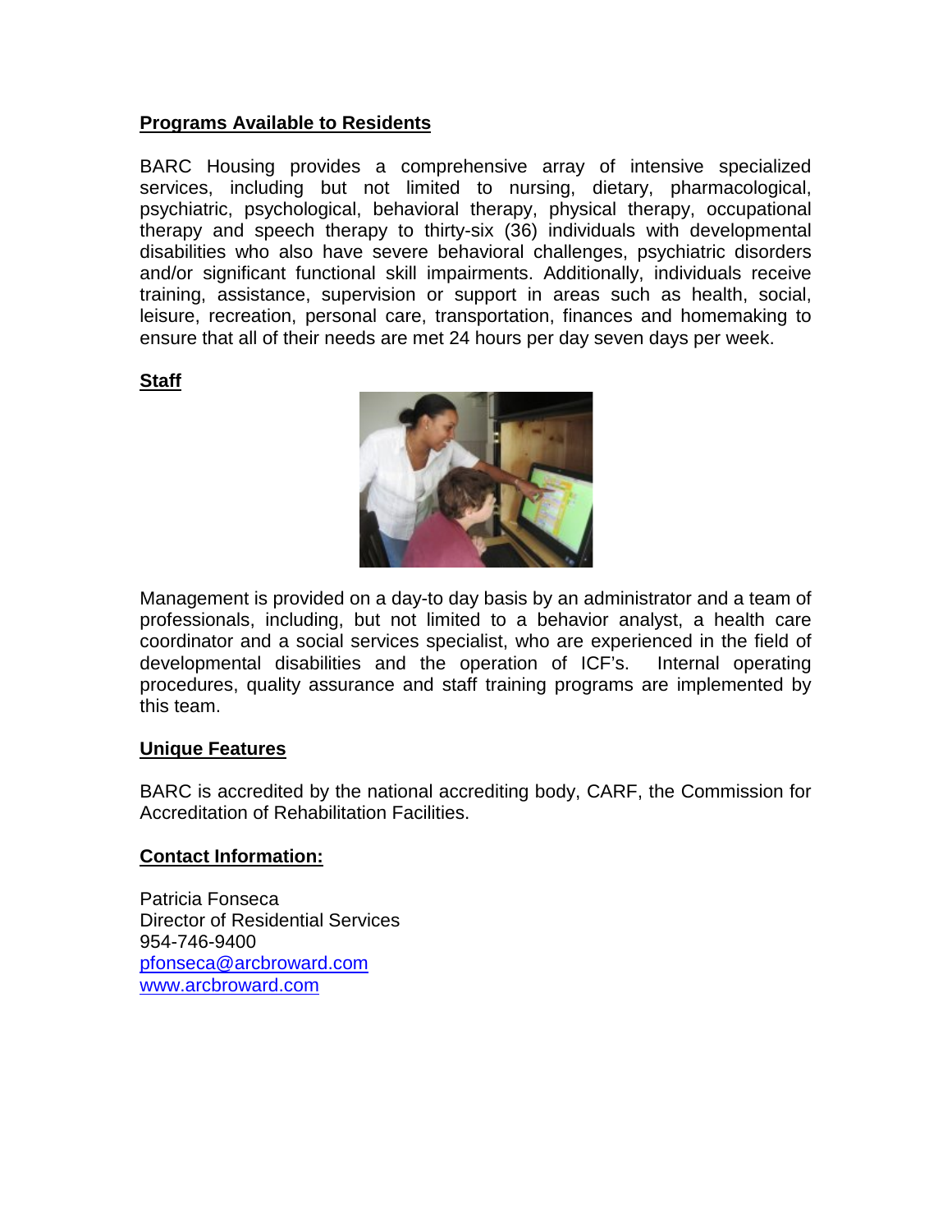**Programs Available to Residents**

BARC Housing provides a comprehensive array of intensive specialized services, including but not limited to nursing, dietary, pharmacological, psychiatric, psychological, behavioral therapy, physical therapy, occupational therapy and speech therapy to thirty-six (36) individuals with developmental disabilities who also have severe behavioral challenges, psychiatric disorders and/or significant functional skill impairments. Additionally, individuals receive training, assistance, supervision or support in areas such as health, social, leisure, recreation, personal care, transportation, finances and homemaking to ensure that all of their needs are met 24 hours per day seven days per week.

**Staff**

Management is provided on a day-to day basis by an administrator and a team of professionals, including, but not limited to a behavior analyst, a health care coordinator and a social services specialist, who are experienced in the field of developmental disabilities and the operation of ICF's. Internal operating procedures, quality assurance and staff training programs are implemented by this team.

**Unique Features**

BARC is accredited by the national accrediting body, CARF, the Commission for Accreditation of Rehabilitation Facilities.

**Contact Information:**

Patricia Fonseca
Director of Residential Services
954-746-9400
pfonseca@arcbroward.com
www.arcbroward.com